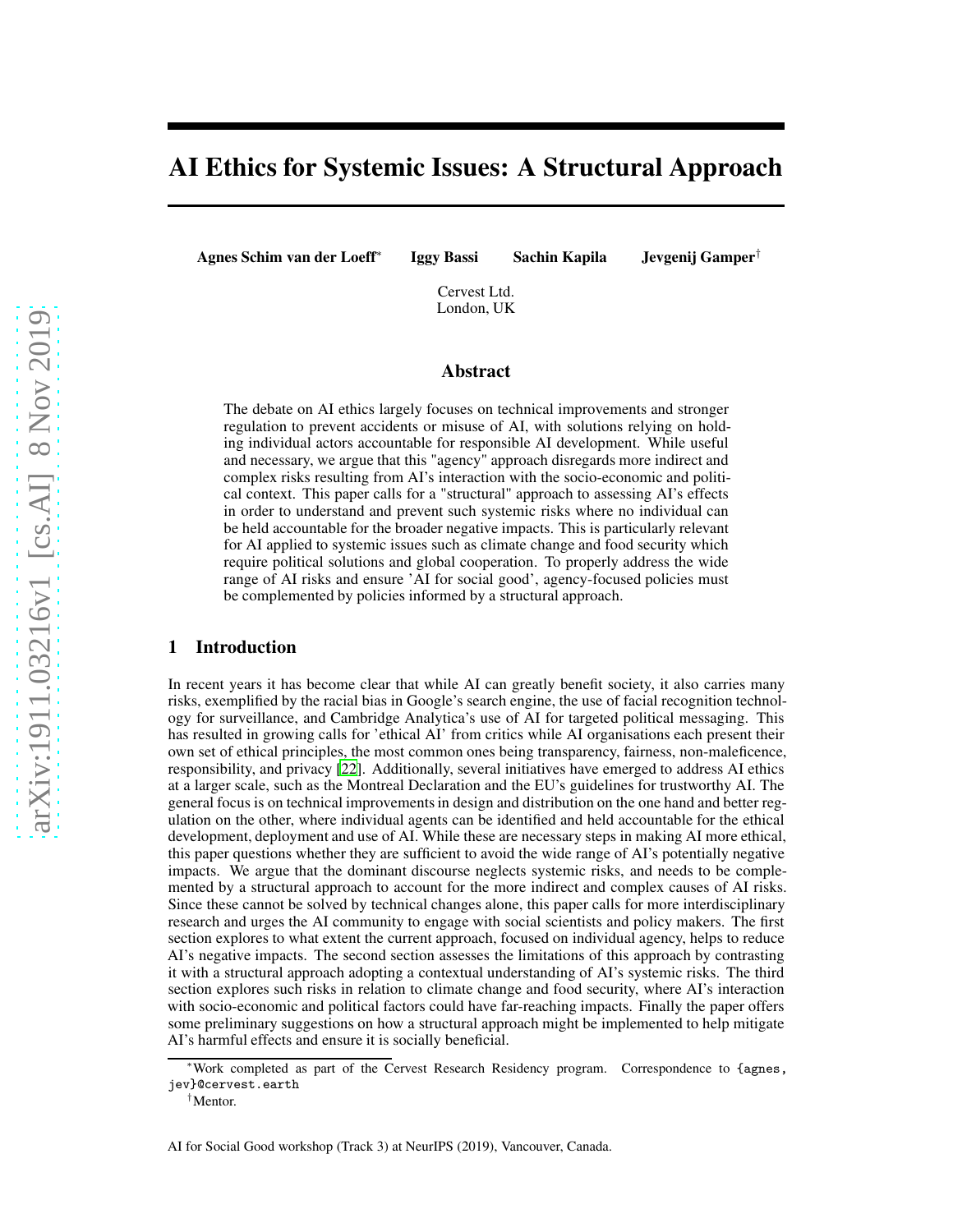# AI Ethics for Systemic Issues: A Structural Approach

**Agnes Schim van der Loeff**[*] **Iggy Bassi** **Sachin Kapila** **Jevgenij Gamper**[†]

Cervest Ltd.
London, UK

## Abstract

The debate on AI ethics largely focuses on technical improvements and stronger regulation to prevent accidents or misuse of AI, with solutions relying on holding individual actors accountable for responsible AI development. While useful and necessary, we argue that this "agency" approach disregards more indirect and complex risks resulting from AI's interaction with the socio-economic and political context. This paper calls for a "structural" approach to assessing AI's effects in order to understand and prevent such systemic risks where no individual can be held accountable for the broader negative impacts. This is particularly relevant for AI applied to systemic issues such as climate change and food security which require political solutions and global cooperation. To properly address the wide range of AI risks and ensure 'AI for social good', agency-focused policies must be complemented by policies informed by a structural approach.

## 1 Introduction

In recent years it has become clear that while AI can greatly benefit society, it also carries many risks, exemplified by the racial bias in Google's search engine, the use of facial recognition technology for surveillance, and Cambridge Analytica's use of AI for targeted political messaging. This has resulted in growing calls for 'ethical AI' from critics while AI organisations each present their own set of ethical principles, the most common ones being transparency, fairness, non-maleficence, responsibility, and privacy [22]. Additionally, several initiatives have emerged to address AI ethics at a larger scale, such as the Montreal Declaration and the EU's guidelines for trustworthy AI. The general focus is on technical improvements in design and distribution on the one hand and better regulation on the other, where individual agents can be identified and held accountable for the ethical development, deployment and use of AI. While these are necessary steps in making AI more ethical, this paper questions whether they are sufficient to avoid the wide range of AI's potentially negative impacts. We argue that the dominant discourse neglects systemic risks, and needs to be complemented by a structural approach to account for the more indirect and complex causes of AI risks. Since these cannot be solved by technical changes alone, this paper calls for more interdisciplinary research and urges the AI community to engage with social scientists and policy makers. The first section explores to what extent the current approach, focused on individual agency, helps to reduce AI's negative impacts. The second section assesses the limitations of this approach by contrasting it with a structural approach adopting a contextual understanding of AI's systemic risks. The third section explores such risks in relation to climate change and food security, where AI's interaction with socio-economic and political factors could have far-reaching impacts. Finally the paper offers some preliminary suggestions on how a structural approach might be implemented to help mitigate AI's harmful effects and ensure it is socially beneficial.

[*] Work completed as part of the Cervest Research Residency program. Correspondence to {agnes, jev}@cervest.earth

[†] Mentor.

AI for Social Good workshop (Track 3) at NeurIPS (2019), Vancouver, Canada.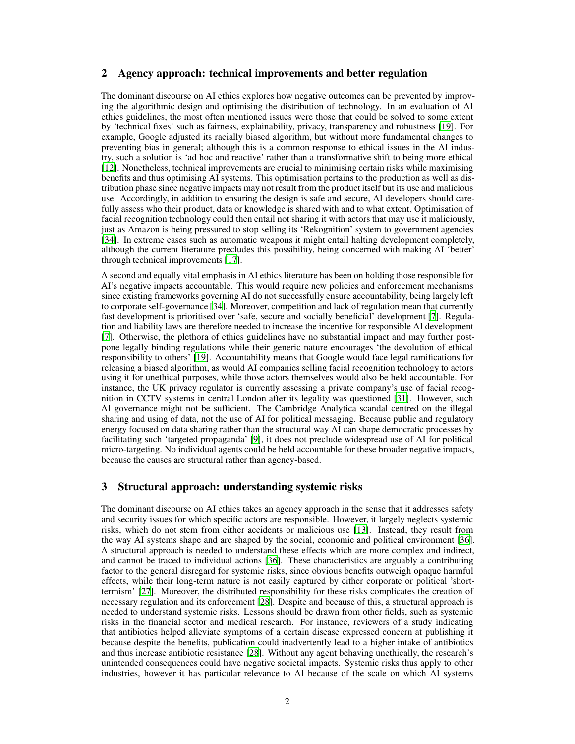## 2 Agency approach: technical improvements and better regulation

The dominant discourse on AI ethics explores how negative outcomes can be prevented by improving the algorithmic design and optimising the distribution of technology. In an evaluation of AI ethics guidelines, the most often mentioned issues were those that could be solved to some extent by 'technical fixes' such as fairness, explainability, privacy, transparency and robustness [19]. For example, Google adjusted its racially biased algorithm, but without more fundamental changes to preventing bias in general; although this is a common response to ethical issues in the AI industry, such a solution is 'ad hoc and reactive' rather than a transformative shift to being more ethical [12]. Nonetheless, technical improvements are crucial to minimising certain risks while maximising benefits and thus optimising AI systems. This optimisation pertains to the production as well as distribution phase since negative impacts may not result from the product itself but its use and malicious use. Accordingly, in addition to ensuring the design is safe and secure, AI developers should carefully assess who their product, data or knowledge is shared with and to what extent. Optimisation of facial recognition technology could then entail not sharing it with actors that may use it maliciously, just as Amazon is being pressured to stop selling its 'Rekognition' system to government agencies [34]. In extreme cases such as automatic weapons it might entail halting development completely, although the current literature precludes this possibility, being concerned with making AI 'better' through technical improvements [17].

A second and equally vital emphasis in AI ethics literature has been on holding those responsible for AI's negative impacts accountable. This would require new policies and enforcement mechanisms since existing frameworks governing AI do not successfully ensure accountability, being largely left to corporate self-governance [34]. Moreover, competition and lack of regulation mean that currently fast development is prioritised over 'safe, secure and socially beneficial' development [7]. Regulation and liability laws are therefore needed to increase the incentive for responsible AI development [7]. Otherwise, the plethora of ethics guidelines have no substantial impact and may further postpone legally binding regulations while their generic nature encourages 'the devolution of ethical responsibility to others' [19]. Accountability means that Google would face legal ramifications for releasing a biased algorithm, as would AI companies selling facial recognition technology to actors using it for unethical purposes, while those actors themselves would also be held accountable. For instance, the UK privacy regulator is currently assessing a private company's use of facial recognition in CCTV systems in central London after its legality was questioned [31]. However, such AI governance might not be sufficient. The Cambridge Analytica scandal centred on the illegal sharing and using of data, not the use of AI for political messaging. Because public and regulatory energy focused on data sharing rather than the structural way AI can shape democratic processes by facilitating such 'targeted propaganda' [9], it does not preclude widespread use of AI for political micro-targeting. No individual agents could be held accountable for these broader negative impacts, because the causes are structural rather than agency-based.

## 3 Structural approach: understanding systemic risks

The dominant discourse on AI ethics takes an agency approach in the sense that it addresses safety and security issues for which specific actors are responsible. However, it largely neglects systemic risks, which do not stem from either accidents or malicious use [13]. Instead, they result from the way AI systems shape and are shaped by the social, economic and political environment [36]. A structural approach is needed to understand these effects which are more complex and indirect, and cannot be traced to individual actions [36]. These characteristics are arguably a contributing factor to the general disregard for systemic risks, since obvious benefits outweigh opaque harmful effects, while their long-term nature is not easily captured by either corporate or political 'short-termism' [27]. Moreover, the distributed responsibility for these risks complicates the creation of necessary regulation and its enforcement [28]. Despite and because of this, a structural approach is needed to understand systemic risks. Lessons should be drawn from other fields, such as systemic risks in the financial sector and medical research. For instance, reviewers of a study indicating that antibiotics helped alleviate symptoms of a certain disease expressed concern at publishing it because despite the benefits, publication could inadvertently lead to a higher intake of antibiotics and thus increase antibiotic resistance [28]. Without any agent behaving unethically, the research's unintended consequences could have negative societal impacts. Systemic risks thus apply to other industries, however it has particular relevance to AI because of the scale on which AI systems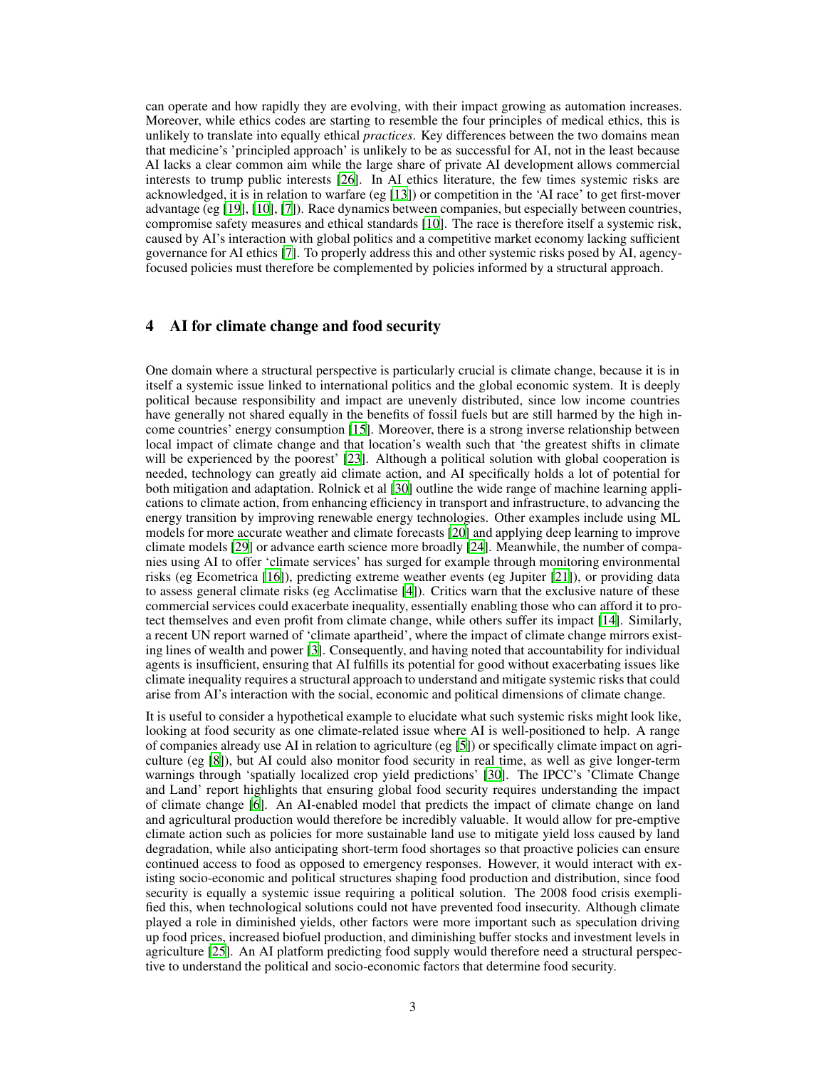can operate and how rapidly they are evolving, with their impact growing as automation increases. Moreover, while ethics codes are starting to resemble the four principles of medical ethics, this is unlikely to translate into equally ethical *practices*. Key differences between the two domains mean that medicine's 'principled approach' is unlikely to be as successful for AI, not in the least because AI lacks a clear common aim while the large share of private AI development allows commercial interests to trump public interests [26]. In AI ethics literature, the few times systemic risks are acknowledged, it is in relation to warfare (eg [13]) or competition in the 'AI race' to get first-mover advantage (eg [19], [10], [7]). Race dynamics between companies, but especially between countries, compromise safety measures and ethical standards [10]. The race is therefore itself a systemic risk, caused by AI's interaction with global politics and a competitive market economy lacking sufficient governance for AI ethics [7]. To properly address this and other systemic risks posed by AI, agency-focused policies must therefore be complemented by policies informed by a structural approach.

## 4 AI for climate change and food security

One domain where a structural perspective is particularly crucial is climate change, because it is in itself a systemic issue linked to international politics and the global economic system. It is deeply political because responsibility and impact are unevenly distributed, since low income countries have generally not shared equally in the benefits of fossil fuels but are still harmed by the high income countries' energy consumption [15]. Moreover, there is a strong inverse relationship between local impact of climate change and that location's wealth such that 'the greatest shifts in climate will be experienced by the poorest' [23]. Although a political solution with global cooperation is needed, technology can greatly aid climate action, and AI specifically holds a lot of potential for both mitigation and adaptation. Rolnick et al [30] outline the wide range of machine learning applications to climate action, from enhancing efficiency in transport and infrastructure, to advancing the energy transition by improving renewable energy technologies. Other examples include using ML models for more accurate weather and climate forecasts [20] and applying deep learning to improve climate models [29] or advance earth science more broadly [24]. Meanwhile, the number of companies using AI to offer 'climate services' has surged for example through monitoring environmental risks (eg Ecometrica [16]), predicting extreme weather events (eg Jupiter [21]), or providing data to assess general climate risks (eg Acclimatise [4]). Critics warn that the exclusive nature of these commercial services could exacerbate inequality, essentially enabling those who can afford it to protect themselves and even profit from climate change, while others suffer its impact [14]. Similarly, a recent UN report warned of 'climate apartheid', where the impact of climate change mirrors existing lines of wealth and power [3]. Consequently, and having noted that accountability for individual agents is insufficient, ensuring that AI fulfills its potential for good without exacerbating issues like climate inequality requires a structural approach to understand and mitigate systemic risks that could arise from AI's interaction with the social, economic and political dimensions of climate change.

It is useful to consider a hypothetical example to elucidate what such systemic risks might look like, looking at food security as one climate-related issue where AI is well-positioned to help. A range of companies already use AI in relation to agriculture (eg [5]) or specifically climate impact on agriculture (eg [8]), but AI could also monitor food security in real time, as well as give longer-term warnings through 'spatially localized crop yield predictions' [30]. The IPCC's 'Climate Change and Land' report highlights that ensuring global food security requires understanding the impact of climate change [6]. An AI-enabled model that predicts the impact of climate change on land and agricultural production would therefore be incredibly valuable. It would allow for pre-emptive climate action such as policies for more sustainable land use to mitigate yield loss caused by land degradation, while also anticipating short-term food shortages so that proactive policies can ensure continued access to food as opposed to emergency responses. However, it would interact with existing socio-economic and political structures shaping food production and distribution, since food security is equally a systemic issue requiring a political solution. The 2008 food crisis exemplified this, when technological solutions could not have prevented food insecurity. Although climate played a role in diminished yields, other factors were more important such as speculation driving up food prices, increased biofuel production, and diminishing buffer stocks and investment levels in agriculture [25]. An AI platform predicting food supply would therefore need a structural perspective to understand the political and socio-economic factors that determine food security.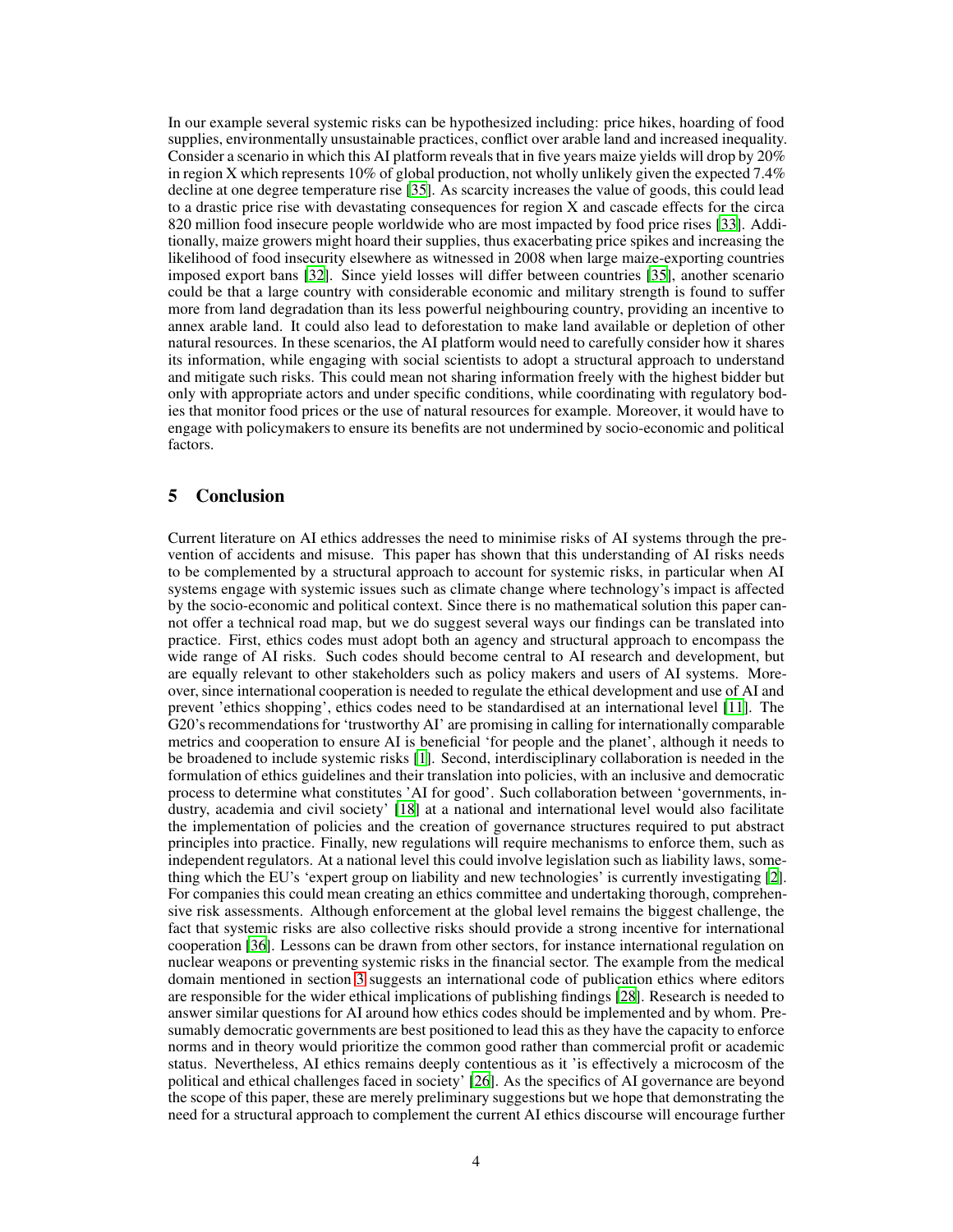In our example several systemic risks can be hypothesized including: price hikes, hoarding of food supplies, environmentally unsustainable practices, conflict over arable land and increased inequality. Consider a scenario in which this AI platform reveals that in five years maize yields will drop by 20% in region X which represents 10% of global production, not wholly unlikely given the expected 7.4% decline at one degree temperature rise [35]. As scarcity increases the value of goods, this could lead to a drastic price rise with devastating consequences for region X and cascade effects for the circa 820 million food insecure people worldwide who are most impacted by food price rises [33]. Additionally, maize growers might hoard their supplies, thus exacerbating price spikes and increasing the likelihood of food insecurity elsewhere as witnessed in 2008 when large maize-exporting countries imposed export bans [32]. Since yield losses will differ between countries [35], another scenario could be that a large country with considerable economic and military strength is found to suffer more from land degradation than its less powerful neighbouring country, providing an incentive to annex arable land. It could also lead to deforestation to make land available or depletion of other natural resources. In these scenarios, the AI platform would need to carefully consider how it shares its information, while engaging with social scientists to adopt a structural approach to understand and mitigate such risks. This could mean not sharing information freely with the highest bidder but only with appropriate actors and under specific conditions, while coordinating with regulatory bodies that monitor food prices or the use of natural resources for example. Moreover, it would have to engage with policymakers to ensure its benefits are not undermined by socio-economic and political factors.

## 5 Conclusion

Current literature on AI ethics addresses the need to minimise risks of AI systems through the prevention of accidents and misuse. This paper has shown that this understanding of AI risks needs to be complemented by a structural approach to account for systemic risks, in particular when AI systems engage with systemic issues such as climate change where technology's impact is affected by the socio-economic and political context. Since there is no mathematical solution this paper cannot offer a technical road map, but we do suggest several ways our findings can be translated into practice. First, ethics codes must adopt both an agency and structural approach to encompass the wide range of AI risks. Such codes should become central to AI research and development, but are equally relevant to other stakeholders such as policy makers and users of AI systems. Moreover, since international cooperation is needed to regulate the ethical development and use of AI and prevent 'ethics shopping', ethics codes need to be standardised at an international level [11]. The G20's recommendations for 'trustworthy AI' are promising in calling for internationally comparable metrics and cooperation to ensure AI is beneficial 'for people and the planet', although it needs to be broadened to include systemic risks [1]. Second, interdisciplinary collaboration is needed in the formulation of ethics guidelines and their translation into policies, with an inclusive and democratic process to determine what constitutes 'AI for good'. Such collaboration between 'governments, industry, academia and civil society' [18] at a national and international level would also facilitate the implementation of policies and the creation of governance structures required to put abstract principles into practice. Finally, new regulations will require mechanisms to enforce them, such as independent regulators. At a national level this could involve legislation such as liability laws, something which the EU's 'expert group on liability and new technologies' is currently investigating [2]. For companies this could mean creating an ethics committee and undertaking thorough, comprehensive risk assessments. Although enforcement at the global level remains the biggest challenge, the fact that systemic risks are also collective risks should provide a strong incentive for international cooperation [36]. Lessons can be drawn from other sectors, for instance international regulation on nuclear weapons or preventing systemic risks in the financial sector. The example from the medical domain mentioned in section 3 suggests an international code of publication ethics where editors are responsible for the wider ethical implications of publishing findings [28]. Research is needed to answer similar questions for AI around how ethics codes should be implemented and by whom. Presumably democratic governments are best positioned to lead this as they have the capacity to enforce norms and in theory would prioritize the common good rather than commercial profit or academic status. Nevertheless, AI ethics remains deeply contentious as it 'is effectively a microcosm of the political and ethical challenges faced in society' [26]. As the specifics of AI governance are beyond the scope of this paper, these are merely preliminary suggestions but we hope that demonstrating the need for a structural approach to complement the current AI ethics discourse will encourage further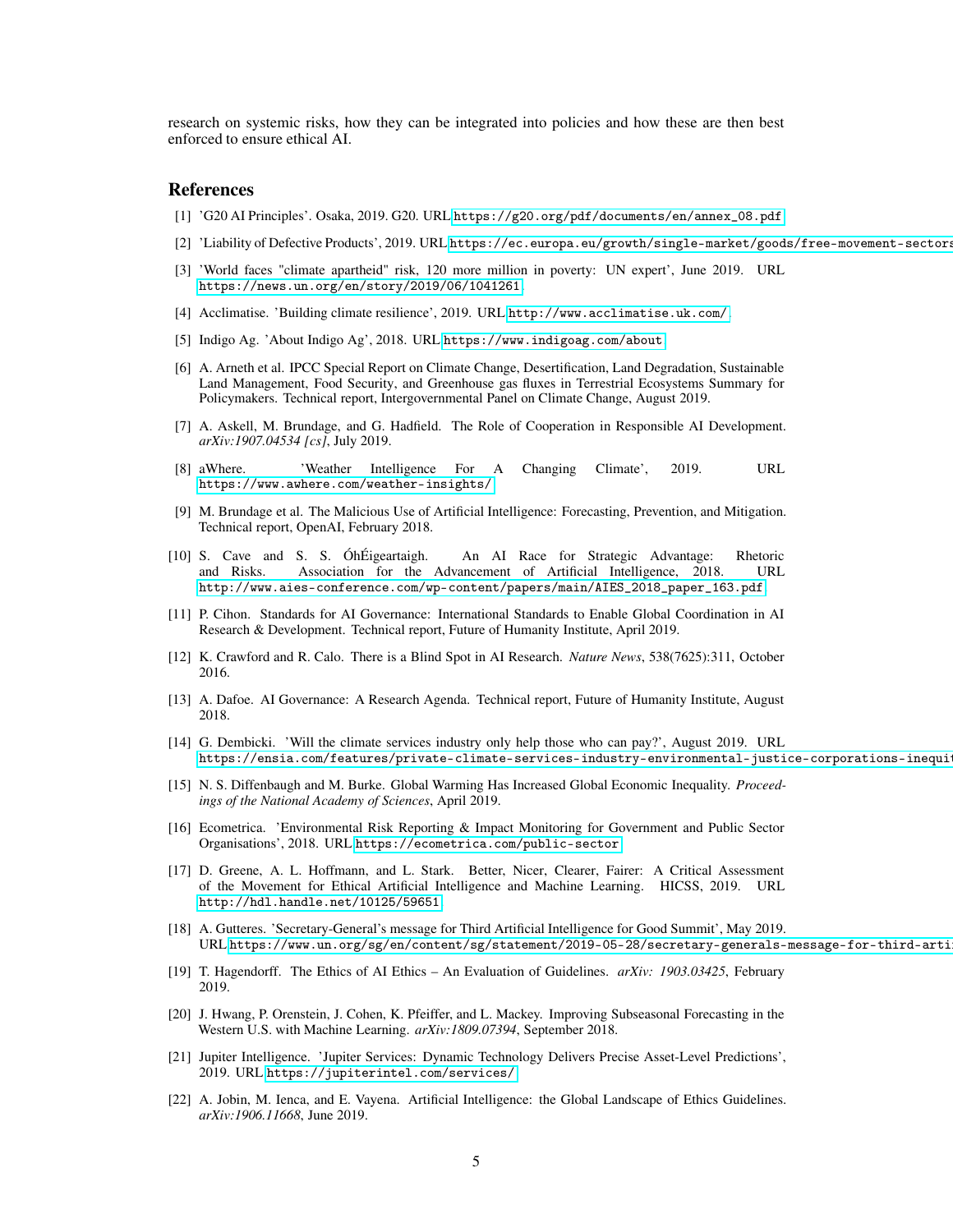research on systemic risks, how they can be integrated into policies and how these are then best enforced to ensure ethical AI.

## References

[1] 'G20 AI Principles'. Osaka, 2019. G20. URL https://g20.org/pdf/documents/en/annex_08.pdf.

[2] 'Liability of Defective Products', 2019. URL https://ec.europa.eu/growth/single-market/goods/free-movement-sectors

[3] 'World faces "climate apartheid" risk, 120 more million in poverty: UN expert', June 2019. URL https://news.un.org/en/story/2019/06/1041261.

[4] Acclimatise. 'Building climate resilience', 2019. URL http://www.acclimatise.uk.com/.

[5] Indigo Ag. 'About Indigo Ag', 2018. URL https://www.indigoag.com/about.

[6] A. Arneth et al. IPCC Special Report on Climate Change, Desertification, Land Degradation, Sustainable Land Management, Food Security, and Greenhouse gas fluxes in Terrestrial Ecosystems Summary for Policymakers. Technical report, Intergovernmental Panel on Climate Change, August 2019.

[7] A. Askell, M. Brundage, and G. Hadfield. The Role of Cooperation in Responsible AI Development. *arXiv:1907.04534 [cs]*, July 2019.

[8] aWhere. 'Weather Intelligence For A Changing Climate', 2019. URL https://www.awhere.com/weather-insights/.

[9] M. Brundage et al. The Malicious Use of Artificial Intelligence: Forecasting, Prevention, and Mitigation. Technical report, OpenAI, February 2018.

[10] S. Cave and S. S. ÓhÉigeartaigh. An AI Race for Strategic Advantage: Rhetoric and Risks. Association for the Advancement of Artificial Intelligence, 2018. URL http://www.aies-conference.com/wp-content/papers/main/AIES_2018_paper_163.pdf.

[11] P. Cihon. Standards for AI Governance: International Standards to Enable Global Coordination in AI Research & Development. Technical report, Future of Humanity Institute, April 2019.

[12] K. Crawford and R. Calo. There is a Blind Spot in AI Research. *Nature News*, 538(7625):311, October 2016.

[13] A. Dafoe. AI Governance: A Research Agenda. Technical report, Future of Humanity Institute, August 2018.

[14] G. Dembicki. 'Will the climate services industry only help those who can pay?', August 2019. URL https://ensia.com/features/private-climate-services-industry-environmental-justice-corporations-inequit

[15] N. S. Diffenbaugh and M. Burke. Global Warming Has Increased Global Economic Inequality. *Proceedings of the National Academy of Sciences*, April 2019.

[16] Ecometrica. 'Environmental Risk Reporting & Impact Monitoring for Government and Public Sector Organisations', 2018. URL https://ecometrica.com/public-sector.

[17] D. Greene, A. L. Hoffmann, and L. Stark. Better, Nicer, Clearer, Fairer: A Critical Assessment of the Movement for Ethical Artificial Intelligence and Machine Learning. HICSS, 2019. URL http://hdl.handle.net/10125/59651.

[18] A. Gutteres. 'Secretary-General's message for Third Artificial Intelligence for Good Summit', May 2019. URL https://www.un.org/sg/en/content/sg/statement/2019-05-28/secretary-generals-message-for-third-arti

[19] T. Hagendorff. The Ethics of AI Ethics – An Evaluation of Guidelines. *arXiv: 1903.03425*, February 2019.

[20] J. Hwang, P. Orenstein, J. Cohen, K. Pfeiffer, and L. Mackey. Improving Subseasonal Forecasting in the Western U.S. with Machine Learning. *arXiv:1809.07394*, September 2018.

[21] Jupiter Intelligence. 'Jupiter Services: Dynamic Technology Delivers Precise Asset-Level Predictions', 2019. URL https://jupiterintel.com/services/.

[22] A. Jobin, M. Ienca, and E. Vayena. Artificial Intelligence: the Global Landscape of Ethics Guidelines. *arXiv:1906.11668*, June 2019.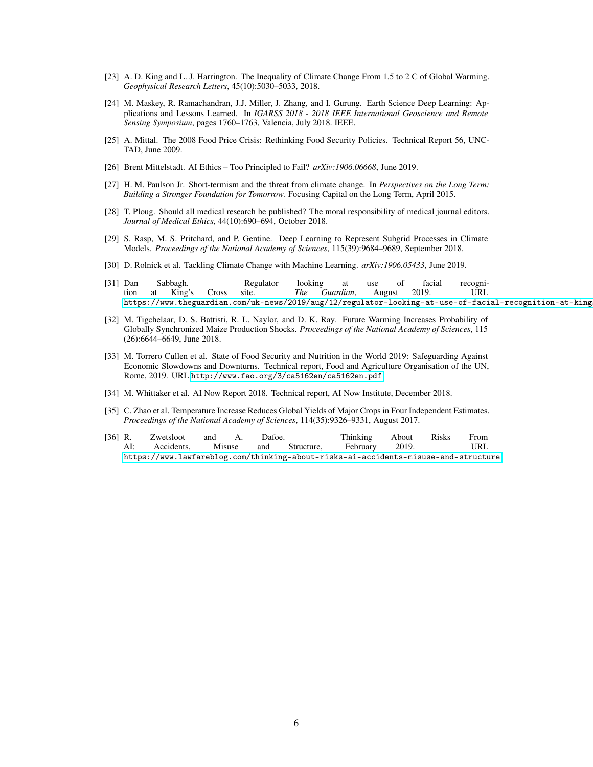[23] A. D. King and L. J. Harrington. The Inequality of Climate Change From 1.5 to 2 C of Global Warming. *Geophysical Research Letters*, 45(10):5030–5033, 2018.

[24] M. Maskey, R. Ramachandran, J.J. Miller, J. Zhang, and I. Gurung. Earth Science Deep Learning: Applications and Lessons Learned. In *IGARSS 2018 - 2018 IEEE International Geoscience and Remote Sensing Symposium*, pages 1760–1763, Valencia, July 2018. IEEE.

[25] A. Mittal. The 2008 Food Price Crisis: Rethinking Food Security Policies. Technical Report 56, UNCTAD, June 2009.

[26] Brent Mittelstadt. AI Ethics – Too Principled to Fail? *arXiv:1906.06668*, June 2019.

[27] H. M. Paulson Jr. Short-termism and the threat from climate change. In *Perspectives on the Long Term: Building a Stronger Foundation for Tomorrow*. Focusing Capital on the Long Term, April 2015.

[28] T. Ploug. Should all medical research be published? The moral responsibility of medical journal editors. *Journal of Medical Ethics*, 44(10):690–694, October 2018.

[29] S. Rasp, M. S. Pritchard, and P. Gentine. Deep Learning to Represent Subgrid Processes in Climate Models. *Proceedings of the National Academy of Sciences*, 115(39):9684–9689, September 2018.

[30] D. Rolnick et al. Tackling Climate Change with Machine Learning. *arXiv:1906.05433*, June 2019.

[31] Dan Sabbagh. Regulator looking at use of facial recognition at King's Cross site. *The Guardian*, August 2019. URL https://www.theguardian.com/uk-news/2019/aug/12/regulator-looking-at-use-of-facial-recognition-at-king

[32] M. Tigchelaar, D. S. Battisti, R. L. Naylor, and D. K. Ray. Future Warming Increases Probability of Globally Synchronized Maize Production Shocks. *Proceedings of the National Academy of Sciences*, 115 (26):6644–6649, June 2018.

[33] M. Torrero Cullen et al. State of Food Security and Nutrition in the World 2019: Safeguarding Against Economic Slowdowns and Downturns. Technical report, Food and Agriculture Organisation of the UN, Rome, 2019. URL http://www.fao.org/3/ca5162en/ca5162en.pdf.

[34] M. Whittaker et al. AI Now Report 2018. Technical report, AI Now Institute, December 2018.

[35] C. Zhao et al. Temperature Increase Reduces Global Yields of Major Crops in Four Independent Estimates. *Proceedings of the National Academy of Sciences*, 114(35):9326–9331, August 2017.

[36] R. Zwetsloot and A. Dafoe. Thinking About Risks From AI: Accidents, Misuse and Structure, February 2019. URL https://www.lawfareblog.com/thinking-about-risks-ai-accidents-misuse-and-structure.